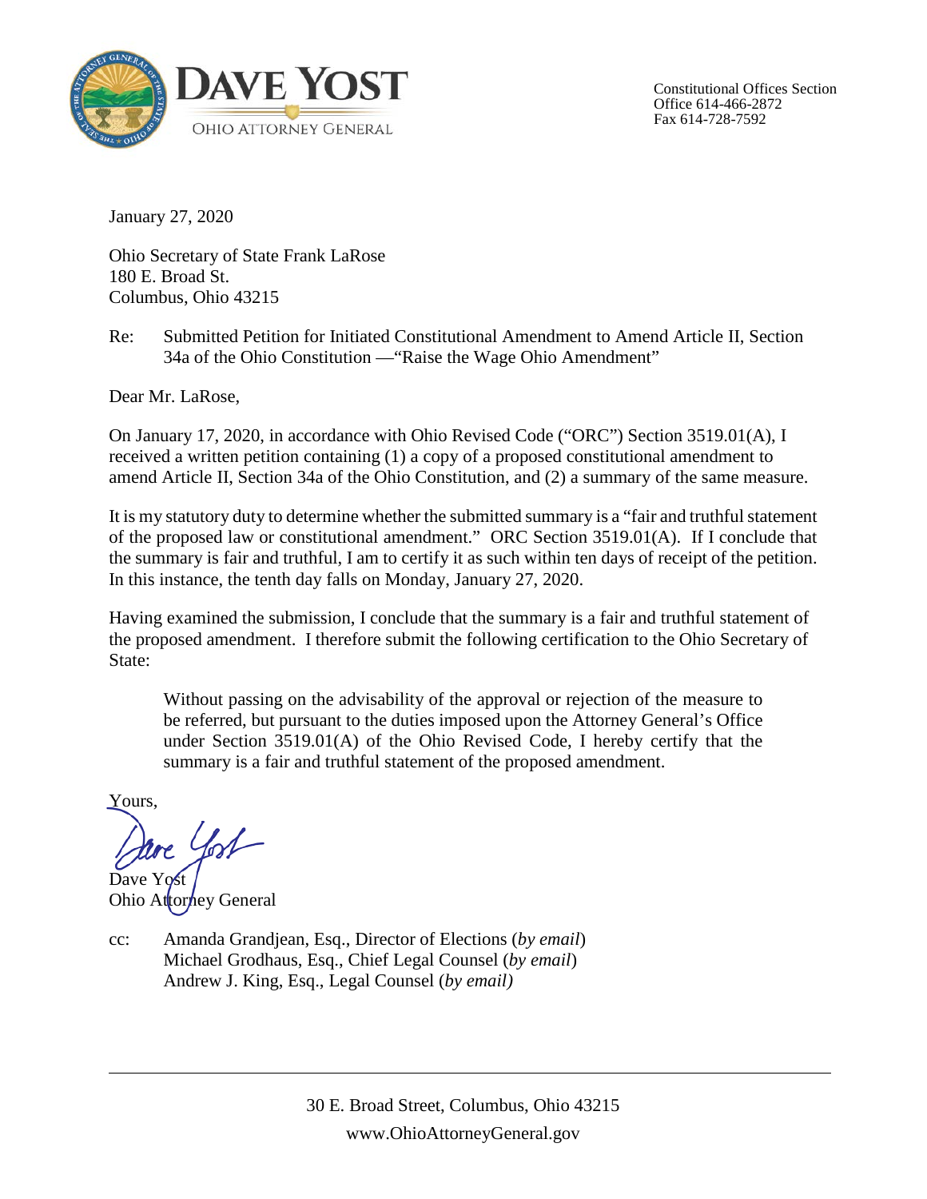**DAVE YOST**
OHIO ATTORNEY GENERAL

Constitutional Offices Section
Office 614-466-2872
Fax 614-728-7592

January 27, 2020

Ohio Secretary of State Frank LaRose
180 E. Broad St.
Columbus, Ohio 43215

Re: Submitted Petition for Initiated Constitutional Amendment to Amend Article II, Section 34a of the Ohio Constitution —"Raise the Wage Ohio Amendment"

Dear Mr. LaRose,

On January 17, 2020, in accordance with Ohio Revised Code ("ORC") Section 3519.01(A), I received a written petition containing (1) a copy of a proposed constitutional amendment to amend Article II, Section 34a of the Ohio Constitution, and (2) a summary of the same measure.

It is my statutory duty to determine whether the submitted summary is a "fair and truthful statement of the proposed law or constitutional amendment." ORC Section 3519.01(A). If I conclude that the summary is fair and truthful, I am to certify it as such within ten days of receipt of the petition. In this instance, the tenth day falls on Monday, January 27, 2020.

Having examined the submission, I conclude that the summary is a fair and truthful statement of the proposed amendment. I therefore submit the following certification to the Ohio Secretary of State:

> Without passing on the advisability of the approval or rejection of the measure to be referred, but pursuant to the duties imposed upon the Attorney General's Office under Section 3519.01(A) of the Ohio Revised Code, I hereby certify that the summary is a fair and truthful statement of the proposed amendment.

Yours,

Dave Yost
Ohio Attorney General

cc: Amanda Grandjean, Esq., Director of Elections (*by email*)
Michael Grodhaus, Esq., Chief Legal Counsel (*by email*)
Andrew J. King, Esq., Legal Counsel (*by email)*

30 E. Broad Street, Columbus, Ohio 43215
www.OhioAttorneyGeneral.gov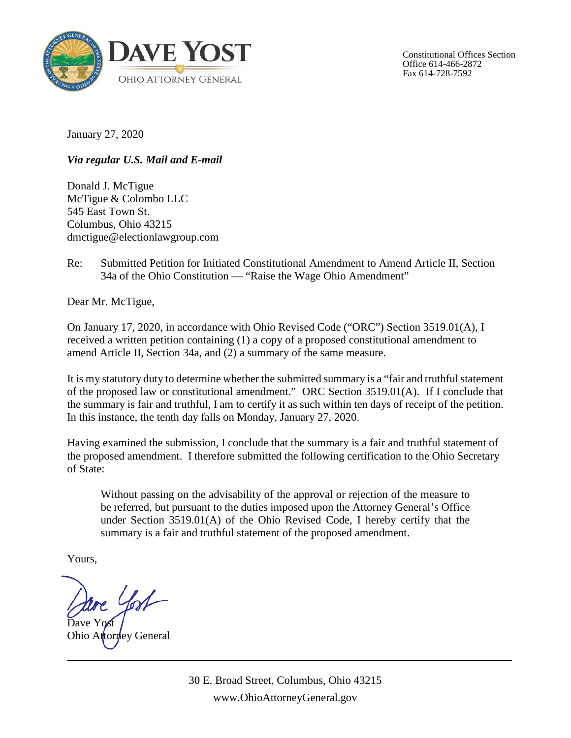**DAVE YOST**
OHIO ATTORNEY GENERAL

Constitutional Offices Section
Office 614-466-2872
Fax 614-728-7592

January 27, 2020

***Via regular U.S. Mail and E-mail***

Donald J. McTigue
McTigue & Colombo LLC
545 East Town St.
Columbus, Ohio 43215
dmctigue@electionlawgroup.com

Re: Submitted Petition for Initiated Constitutional Amendment to Amend Article II, Section 34a of the Ohio Constitution — "Raise the Wage Ohio Amendment"

Dear Mr. McTigue,

On January 17, 2020, in accordance with Ohio Revised Code ("ORC") Section 3519.01(A), I received a written petition containing (1) a copy of a proposed constitutional amendment to amend Article II, Section 34a, and (2) a summary of the same measure.

It is my statutory duty to determine whether the submitted summary is a "fair and truthful statement of the proposed law or constitutional amendment." ORC Section 3519.01(A). If I conclude that the summary is fair and truthful, I am to certify it as such within ten days of receipt of the petition. In this instance, the tenth day falls on Monday, January 27, 2020.

Having examined the submission, I conclude that the summary is a fair and truthful statement of the proposed amendment. I therefore submitted the following certification to the Ohio Secretary of State:

> Without passing on the advisability of the approval or rejection of the measure to be referred, but pursuant to the duties imposed upon the Attorney General's Office under Section 3519.01(A) of the Ohio Revised Code, I hereby certify that the summary is a fair and truthful statement of the proposed amendment.

Yours,

Dave Yost
Ohio Attorney General

30 E. Broad Street, Columbus, Ohio 43215
www.OhioAttorneyGeneral.gov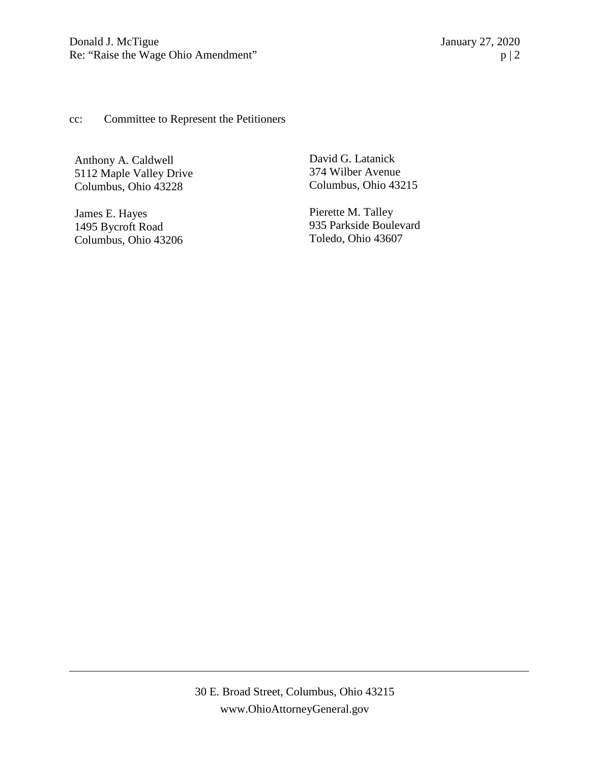cc: Committee to Represent the Petitioners

Anthony A. Caldwell
5112 Maple Valley Drive
Columbus, Ohio 43228

James E. Hayes
1495 Bycroft Road
Columbus, Ohio 43206

David G. Latanick
374 Wilber Avenue
Columbus, Ohio 43215

Pierette M. Talley
935 Parkside Boulevard
Toledo, Ohio 43607